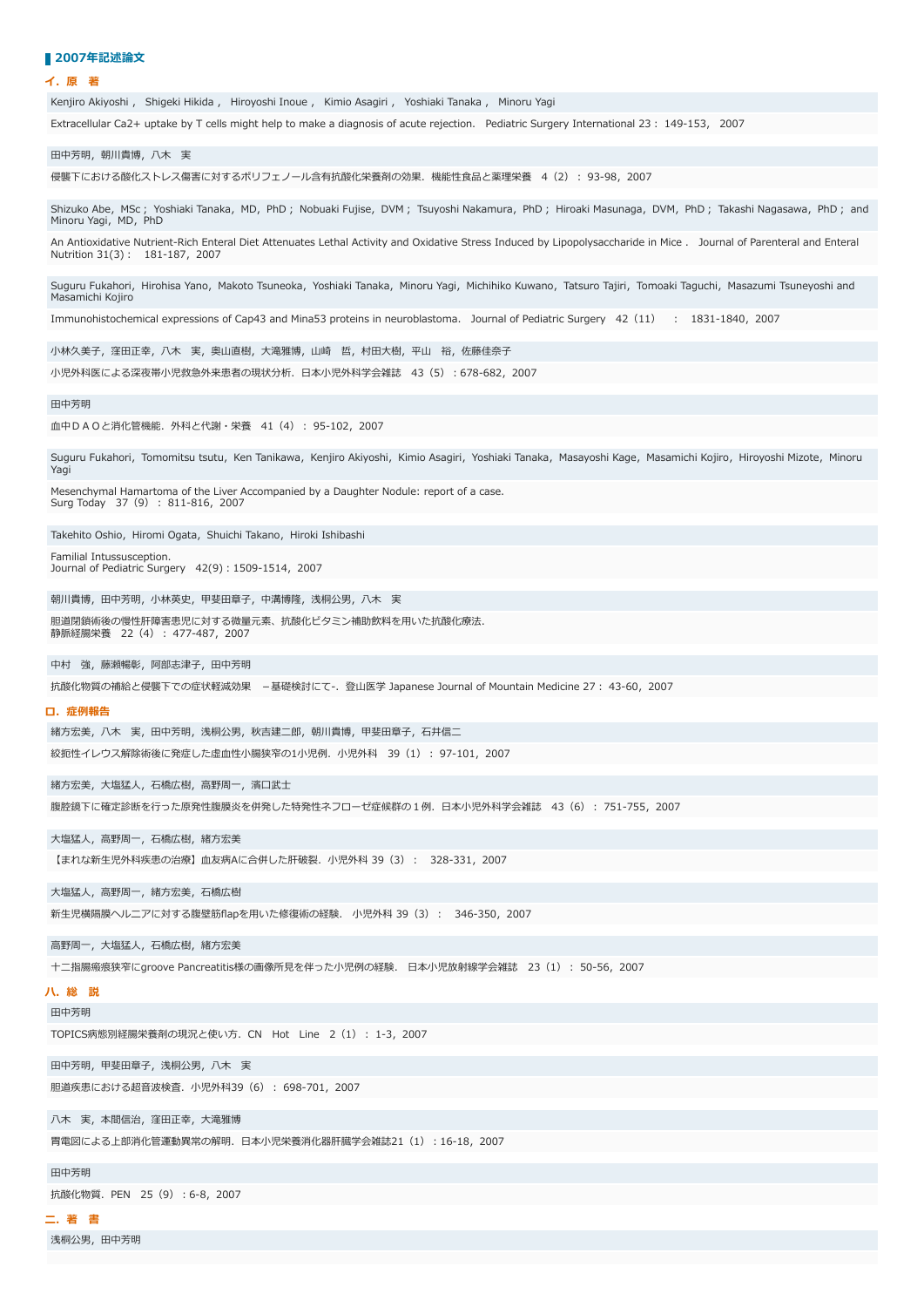## 2007年記述論文

### イ．原　著

Kenjiro Akiyoshi， Shigeki Hikida， Hiroyoshi Inoue， Kimio Asagiri， Yoshiaki Tanaka， Minoru Yagi

Extracellular Ca2+ uptake by T cells might help to make a diagnosis of acute rejection.　Pediatric Surgery International 23： 149-153， 2007

田中芳明，朝川貴博，八木　実

侵襲下における酸化ストレス傷害に対するポリフェノール含有抗酸化栄養剤の効果．機能性食品と薬理栄養　4（2）：93-98，2007

Shizuko Abe，MSc；Yoshiaki Tanaka，MD，PhD；Nobuaki Fujise，DVM；Tsuyoshi Nakamura，PhD；Hiroaki Masunaga，DVM，PhD；Takashi Nagasawa，PhD；and Minoru Yagi，MD，PhD

An Antioxidative Nutrient-Rich Enteral Diet Attenuates Lethal Activity and Oxidative Stress Induced by Lipopolysaccharide in Mice．　Journal of Parenteral and Enteral Nutrition 31(3)：　181-187，2007

Suguru Fukahori，Hirohisa Yano，Makoto Tsuneoka，Yoshiaki Tanaka，Minoru Yagi，Michihiko Kuwano，Tatsuro Tajiri，Tomoaki Taguchi，Masazumi Tsuneyoshi and Masamichi Kojiro

Immunohistochemical expressions of Cap43 and Mina53 proteins in neuroblastoma.　Journal of Pediatric Surgery　42（11）　：　1831-1840，2007

小林久美子，窪田正幸，八木　実，奥山直樹，大滝雅博，山崎　哲，村田大樹，平山　裕，佐藤佳奈子

小児外科医による深夜帯小児救急外来患者の現状分析．日本小児外科学会雑誌　43（5）：678-682，2007

田中芳明

血中ＤＡＯと消化管機能．外科と代謝・栄養　41（4）：95-102，2007

Suguru Fukahori，Tomomitsu tsutu，Ken Tanikawa，Kenjiro Akiyoshi，Kimio Asagiri，Yoshiaki Tanaka，Masayoshi Kage，Masamichi Kojiro，Hiroyoshi Mizote，Minoru Yagi

Mesenchymal Hamartoma of the Liver Accompanied by a Daughter Nodule: report of a case.
Surg Today　37（9）：811-816，2007

Takehito Oshio，Hiromi Ogata，Shuichi Takano，Hiroki Ishibashi

Familial Intussusception.
Journal of Pediatric Surgery　42(9)：1509-1514，2007

朝川貴博，田中芳明，小林英史，甲斐田章子，中溝博隆，浅桐公男，八木　実

胆道閉鎖術後の慢性肝障害患児に対する微量元素、抗酸化ビタミン補助飲料を用いた抗酸化療法.
静脈経腸栄養　22（4）：477-487，2007

中村　強，藤瀬暢彰，阿部志津子，田中芳明

抗酸化物質の補給と侵襲下での症状軽減効果　－基礎検討にて-．登山医学 Japanese Journal of Mountain Medicine 27：43-60，2007

### ロ．症例報告

緒方宏美，八木　実，田中芳明，浅桐公男，秋吉建二郎，朝川貴博，甲斐田章子，石井信二

絞扼性イレウス解除術後に発症した虚血性小腸狭窄の1小児例．小児外科　39（1）：97-101，2007

緒方宏美，大塩猛人，石橋広樹，高野周一，濱口武士

腹腔鏡下に確定診断を行った原発性腹膜炎を併発した特発性ネフローゼ症候群の１例．日本小児外科学会雑誌　43（6）：751-755，2007

大塩猛人，高野周一，石橋広樹，緒方宏美

【まれな新生児外科疾患の治療】血友病Aに合併した肝破裂．小児外科 39（3）：　328-331，2007

大塩猛人，高野周一，緒方宏美，石橋広樹

新生児横隔膜ヘルニアに対する腹壁筋flapを用いた修復術の経験．　小児外科 39（3）：　346-350，2007

高野周一，大塩猛人，石橋広樹，緒方宏美

十二指腸瘢痕狭窄にgroove Pancreatitis様の画像所見を伴った小児例の経験．　日本小児放射線学会雑誌　23（1）：50-56，2007

### ハ．総　説

田中芳明

TOPICS病態別経腸栄養剤の現況と使い方．CN　Hot　Line　2（1）：1-3，2007

田中芳明，甲斐田章子，浅桐公男，八木　実

胆道疾患における超音波検査．小児外科39（6）：698-701，2007

八木　実，本間信治，窪田正幸，大滝雅博

胃電図による上部消化管運動異常の解明．日本小児栄養消化器肝臓学会雑誌21（1）：16-18，2007

田中芳明

抗酸化物質．PEN　25（9）：6-8，2007

### ニ．著　書

浅桐公男，田中芳明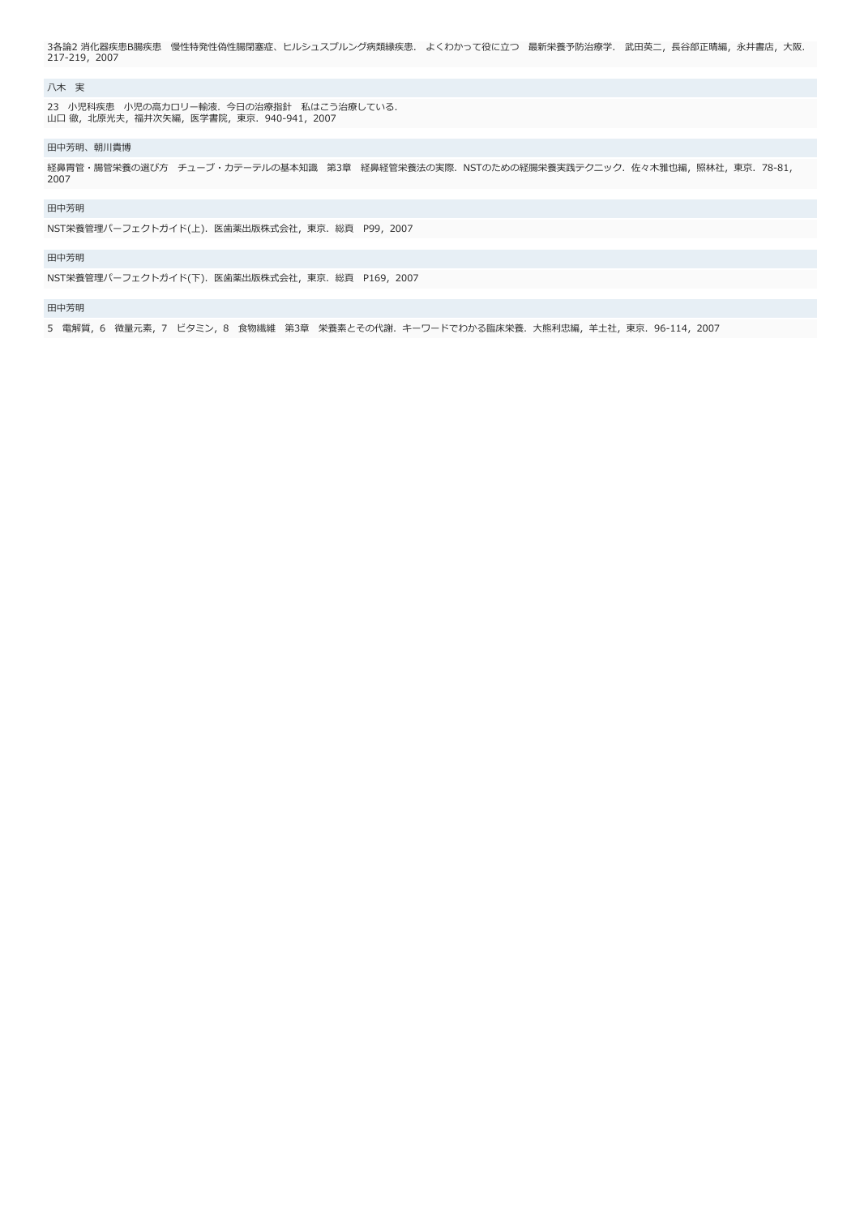3各論2 消化器疾患B腸疾患　慢性特発性偽性腸閉塞症、ヒルシュスプルング病類縁疾患.　よくわかって役に立つ　最新栄養予防治療学.　武田英二，長谷部正晴編，永井書店，大阪．217-219，2007

八木　実

23　小児科疾患　小児の高カロリー輸液．今日の治療指針　私はこう治療している．
山口 徹，北原光夫，福井次矢編，医学書院，東京．940-941，2007

田中芳明、朝川貴博

経鼻胃管・腸管栄養の選び方　チューブ・カテーテルの基本知識　第3章　経鼻経管栄養法の実際．NSTのための経腸栄養実践テクニック．佐々木雅也編，照林社，東京．78-81，2007

田中芳明

NST栄養管理パーフェクトガイド(上)．医歯薬出版株式会社，東京．総頁　P99，2007

田中芳明

NST栄養管理パーフェクトガイド(下)．医歯薬出版株式会社，東京．総頁　P169，2007

田中芳明

5　電解質，6　微量元素，7　ビタミン，8　食物繊維　第3章　栄養素とその代謝．キーワードでわかる臨床栄養．大熊利忠編，羊土社，東京．96-114，2007